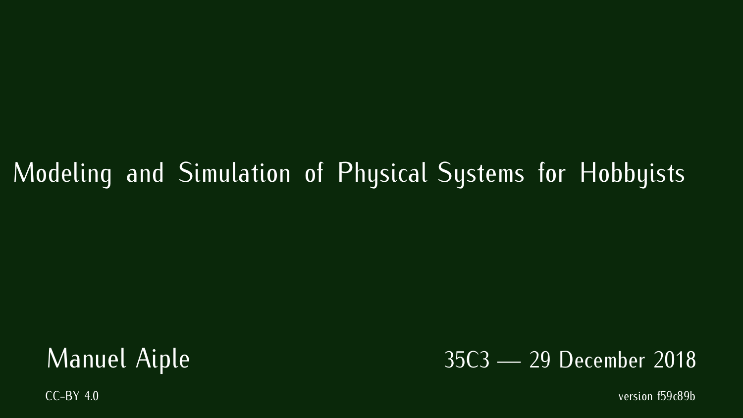# Modeling and Simulation of Physical Systems for Hobbyists

Manuel Aiple

35C3 — 29 December 2018

CC-BY 4.0

version f59c89b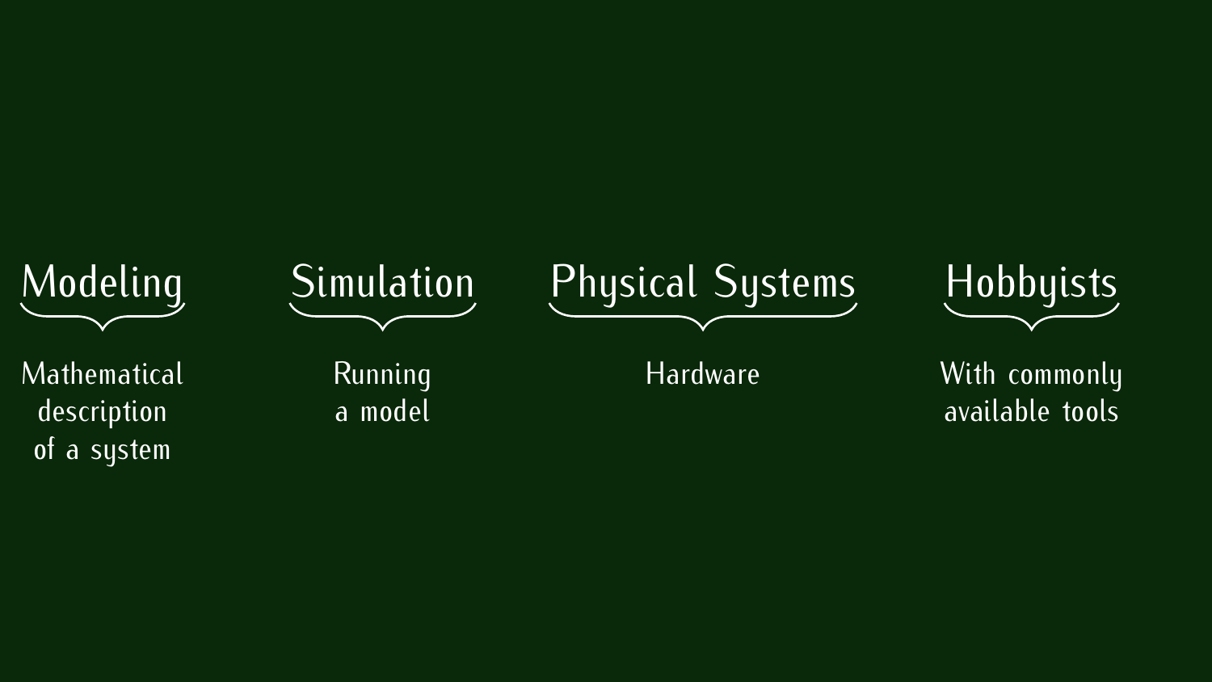**Modeling**

Mathematical description of a system

**Simulation**

Running a model

**Physical Systems**

Hardware

**Hobbyists**

With commonly available tools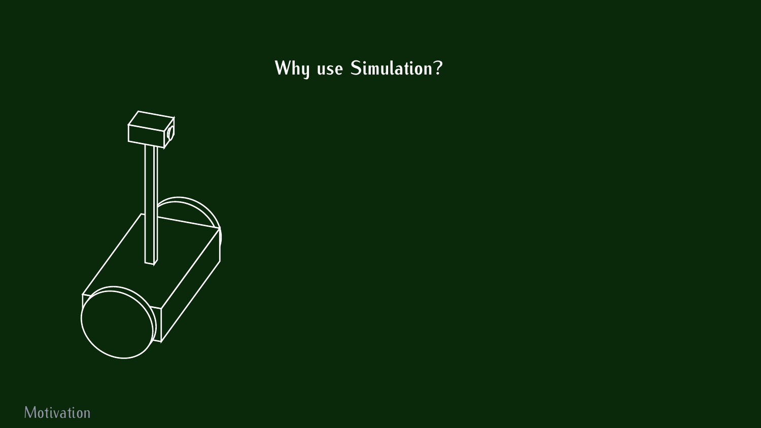# Why use Simulation?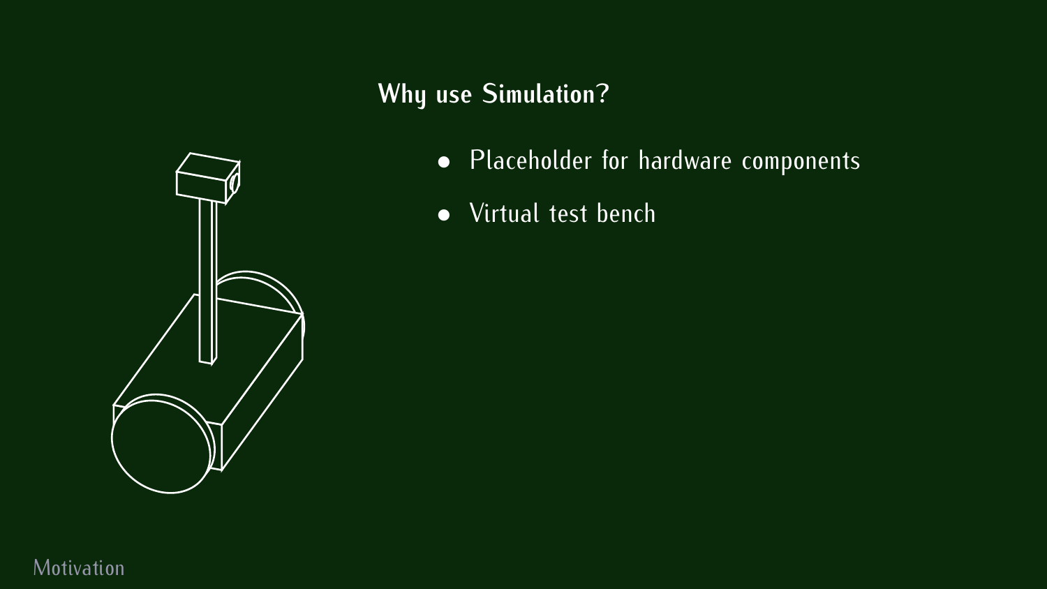## Why use Simulation?

- Placeholder for hardware components
- Virtual test bench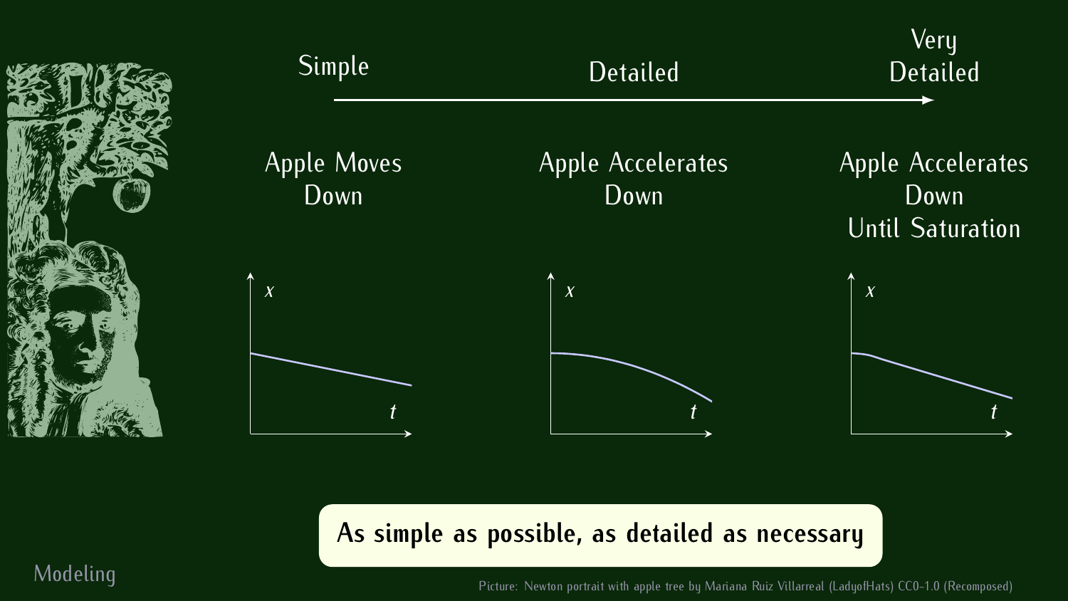Simple → Detailed → Very Detailed

| Simple | Detailed | Very Detailed |
| --- | --- | --- |
| Apple Moves Down | Apple Accelerates Down | Apple Accelerates Down Until Saturation |

**As simple as possible, as detailed as necessary**

Modeling

Picture: Newton portrait with apple tree by Mariana Ruiz Villarreal (LadyofHats) CC0-1.0 (Recomposed)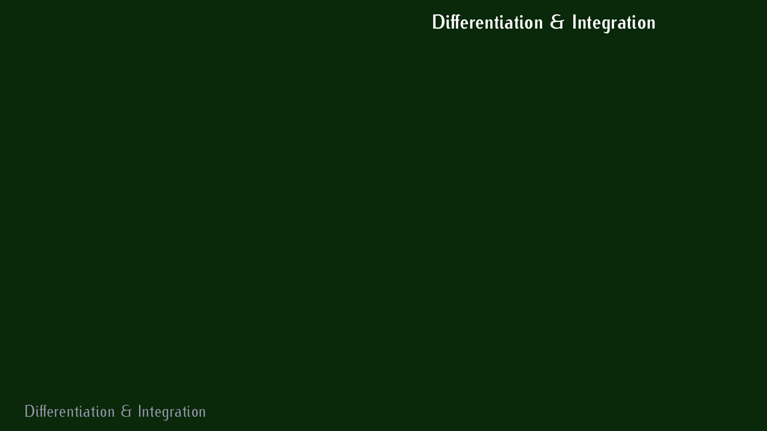# Differentiation & Integration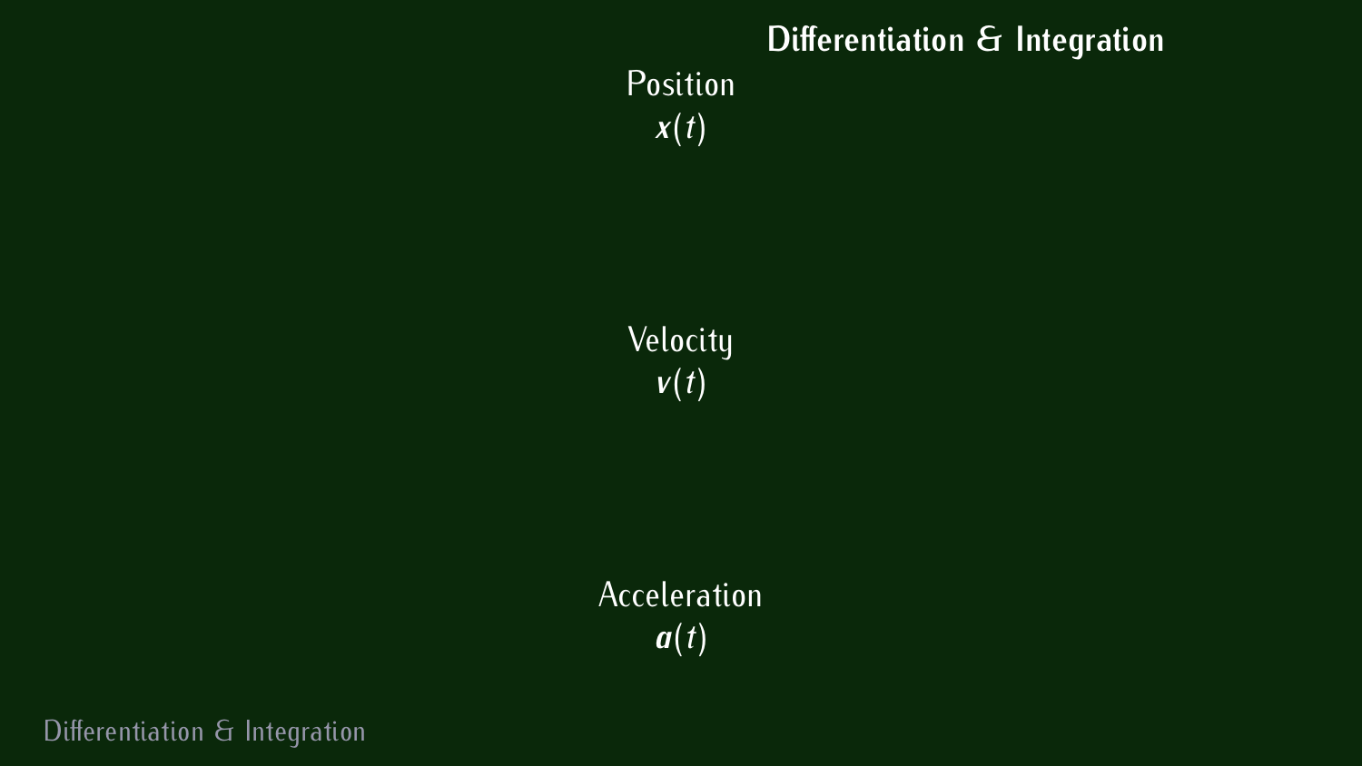# Differentiation & Integration

Position
$\boldsymbol{x}(t)$

Velocity
$\boldsymbol{v}(t)$

Acceleration
$\boldsymbol{a}(t)$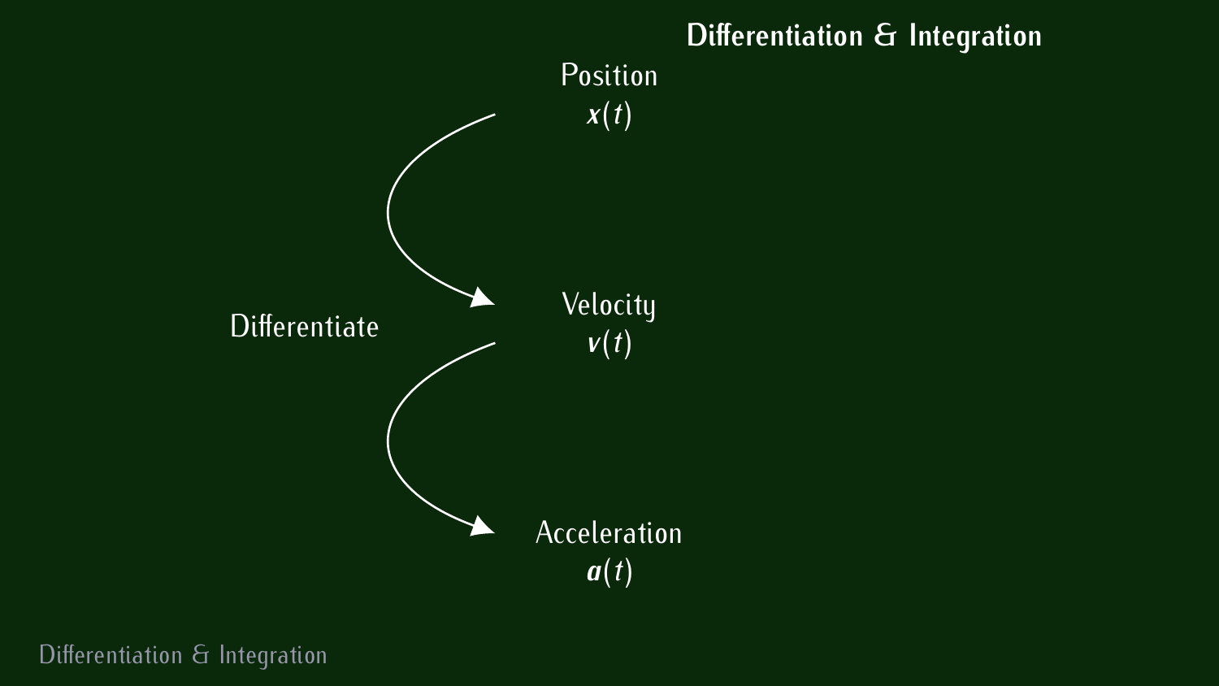## Differentiation & Integration

Position
$\boldsymbol{x}(t)$

Differentiate

Velocity
$\boldsymbol{v}(t)$

Acceleration
$\boldsymbol{a}(t)$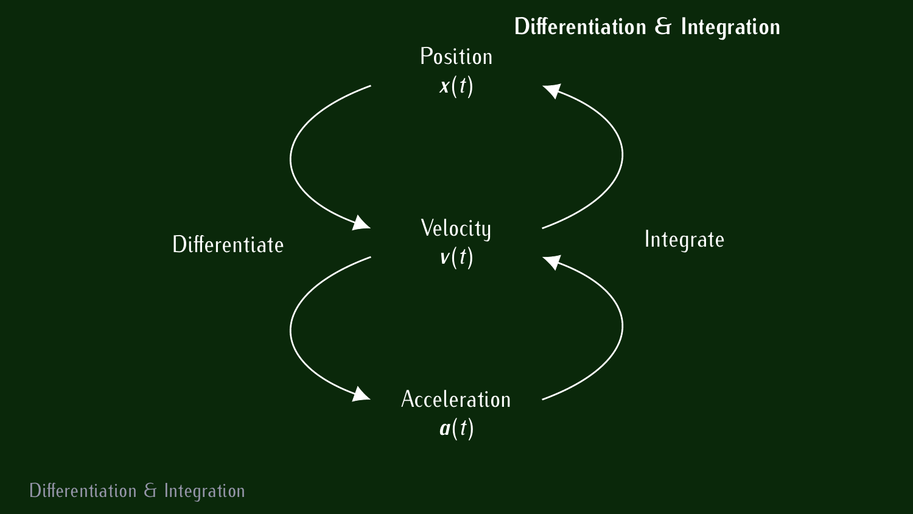## Differentiation & Integration

Position
$x(t)$

Differentiate

Velocity
$v(t)$

Integrate

Acceleration
$a(t)$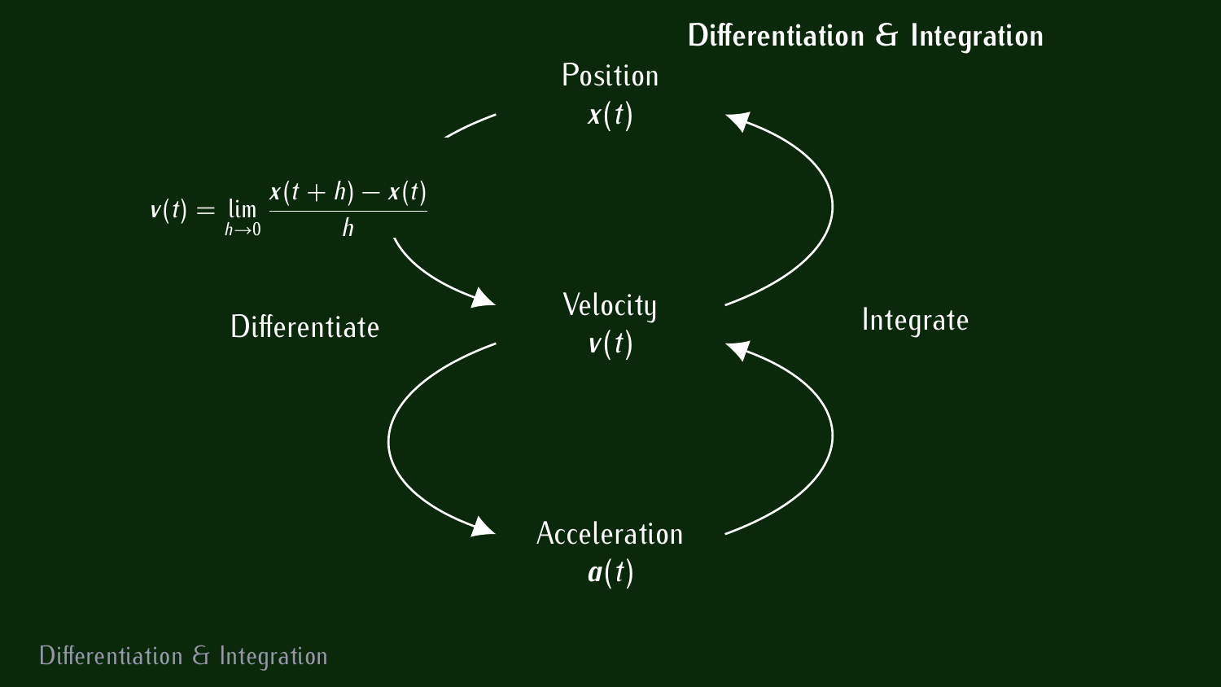## Differentiation & Integration

Position
$x(t)$

$$v(t) = \lim_{h \to 0} \frac{x(t+h) - x(t)}{h}$$

Differentiate

Velocity
$v(t)$

Integrate

Acceleration
$a(t)$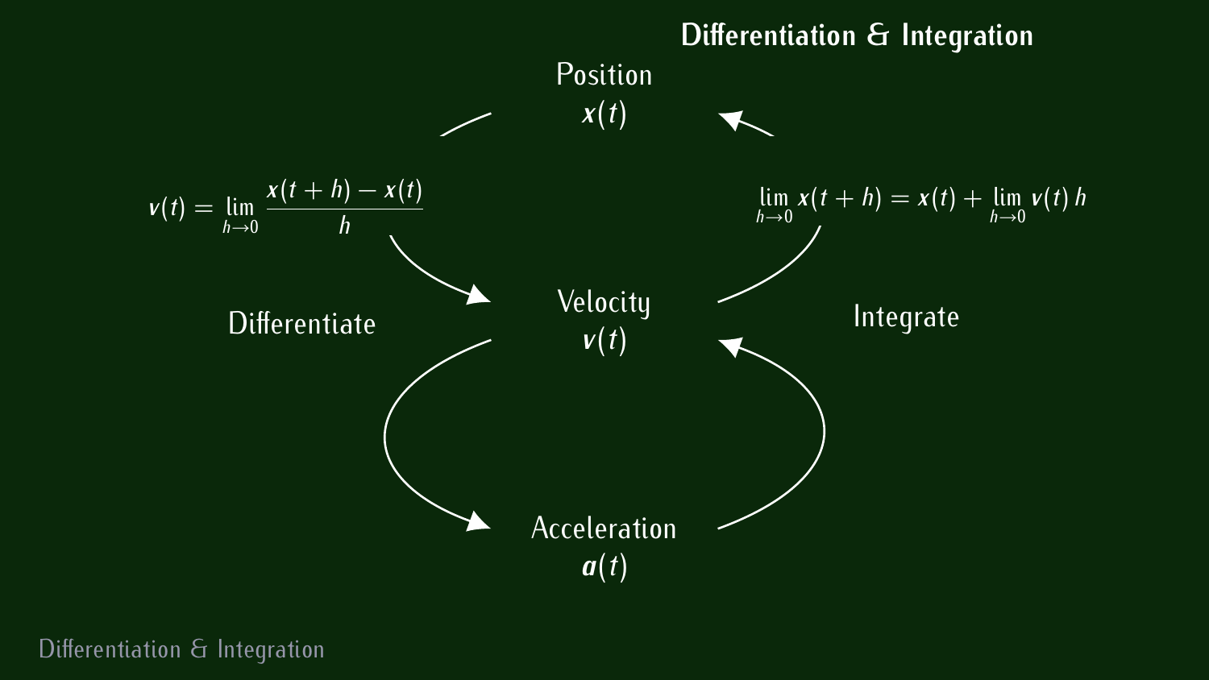## Differentiation & Integration

Position
$x(t)$

$$v(t) = \lim_{h \to 0} \frac{x(t+h) - x(t)}{h}$$

$$\lim_{h \to 0} x(t+h) = x(t) + \lim_{h \to 0} v(t)\, h$$

Differentiate

Velocity
$v(t)$

Integrate

Acceleration
$a(t)$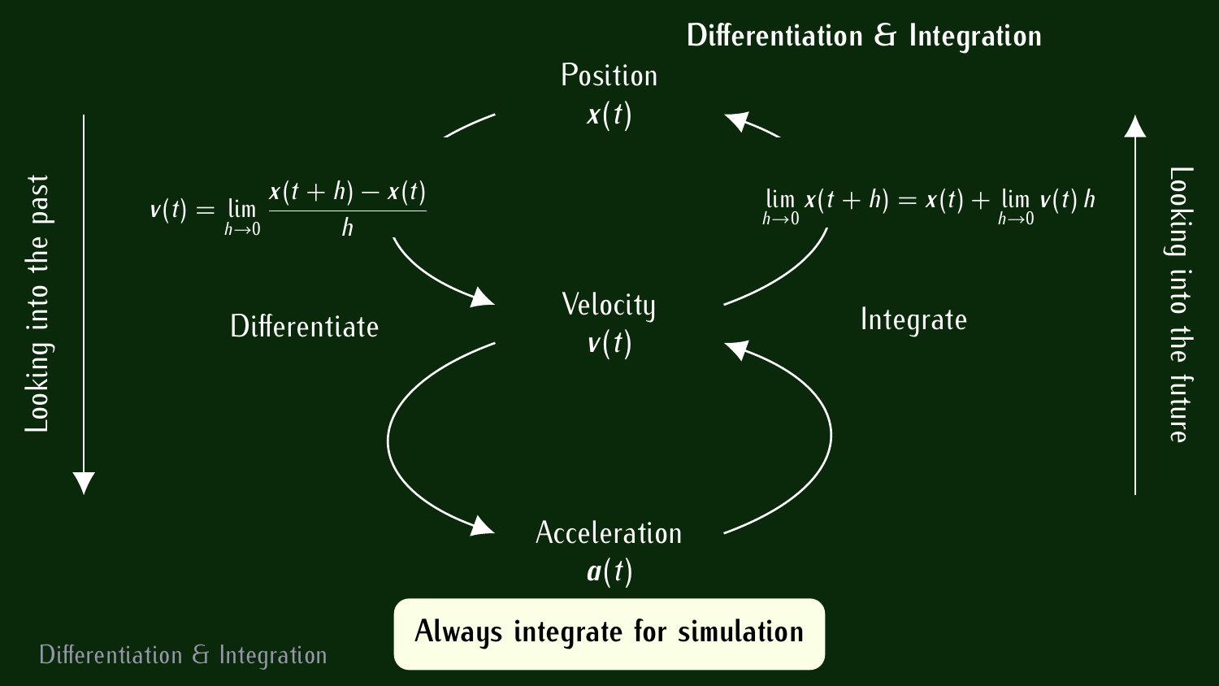# Differentiation & Integration

Looking into the past

$$v(t) = \lim_{h \to 0} \frac{x(t+h) - x(t)}{h}$$

Differentiate

**Position**
$x(t)$

**Velocity**
$v(t)$

**Acceleration**
$a(t)$

$$\lim_{h \to 0} x(t+h) = x(t) + \lim_{h \to 0} v(t)\, h$$

Integrate

Looking into the future

**Always integrate for simulation**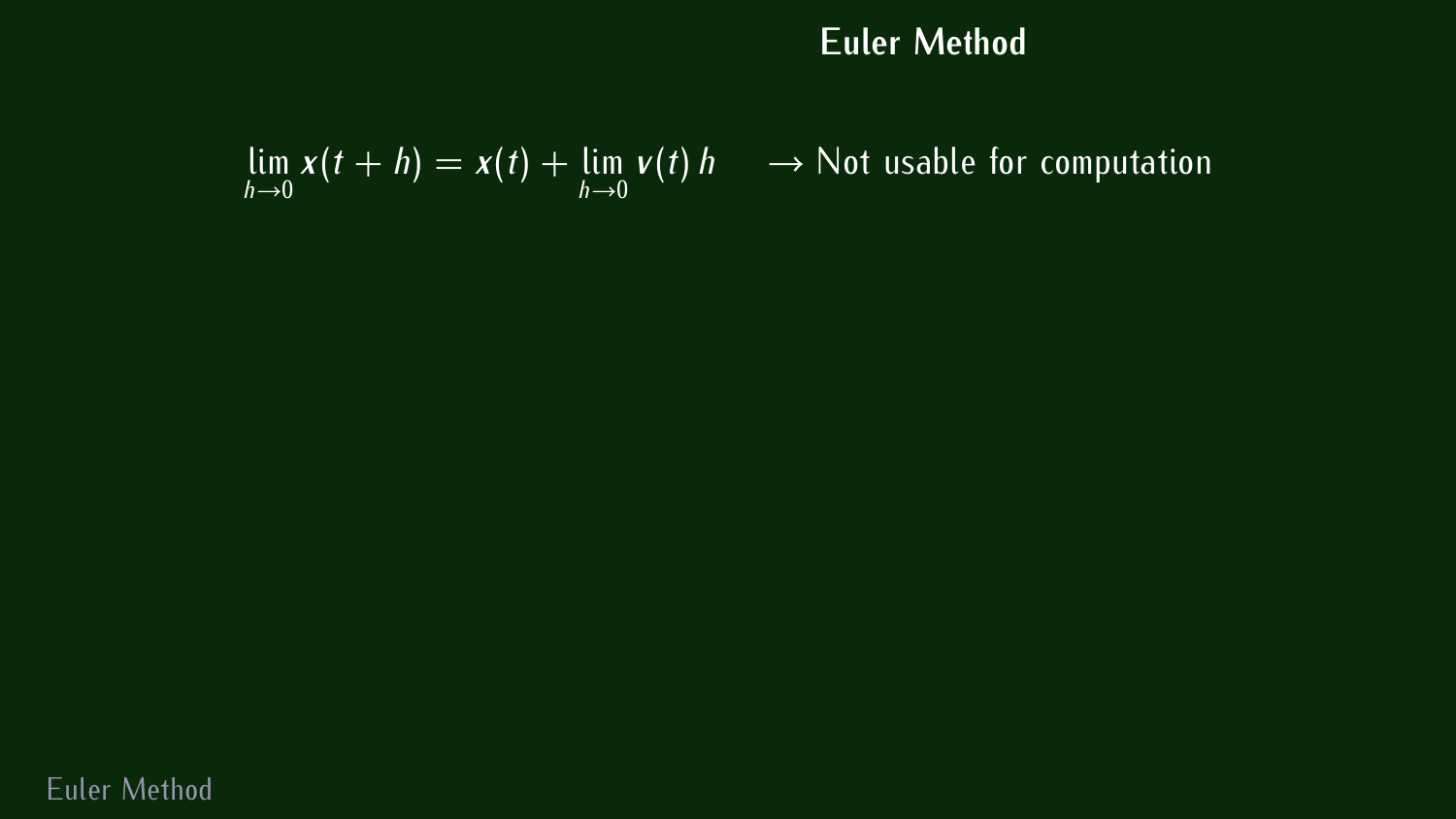# Euler Method

$$\lim_{h \to 0} \boldsymbol{x}(t+h) = \boldsymbol{x}(t) + \lim_{h \to 0} \boldsymbol{v}(t)\, h \quad \rightarrow \text{Not usable for computation}$$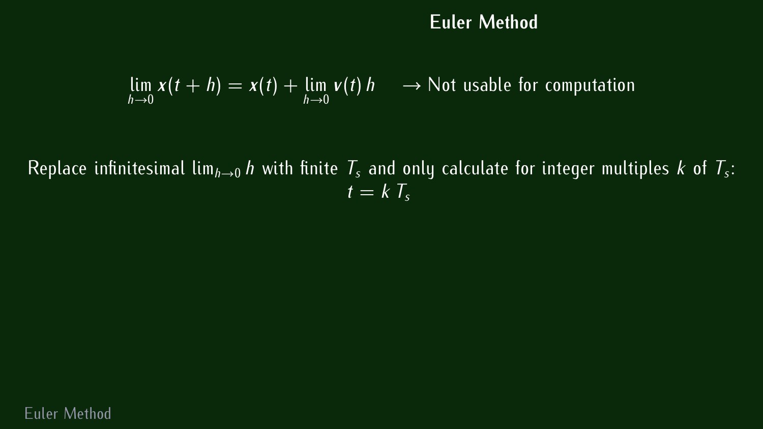# Euler Method

$$\lim_{h \to 0} \boldsymbol{x}(t+h) = \boldsymbol{x}(t) + \lim_{h \to 0} \boldsymbol{v}(t)\, h \quad \to \text{Not usable for computation}$$

Replace infinitesimal $\lim_{h \to 0} h$ with finite $T_s$ and only calculate for integer multiples $k$ of $T_s$:

$$t = k\, T_s$$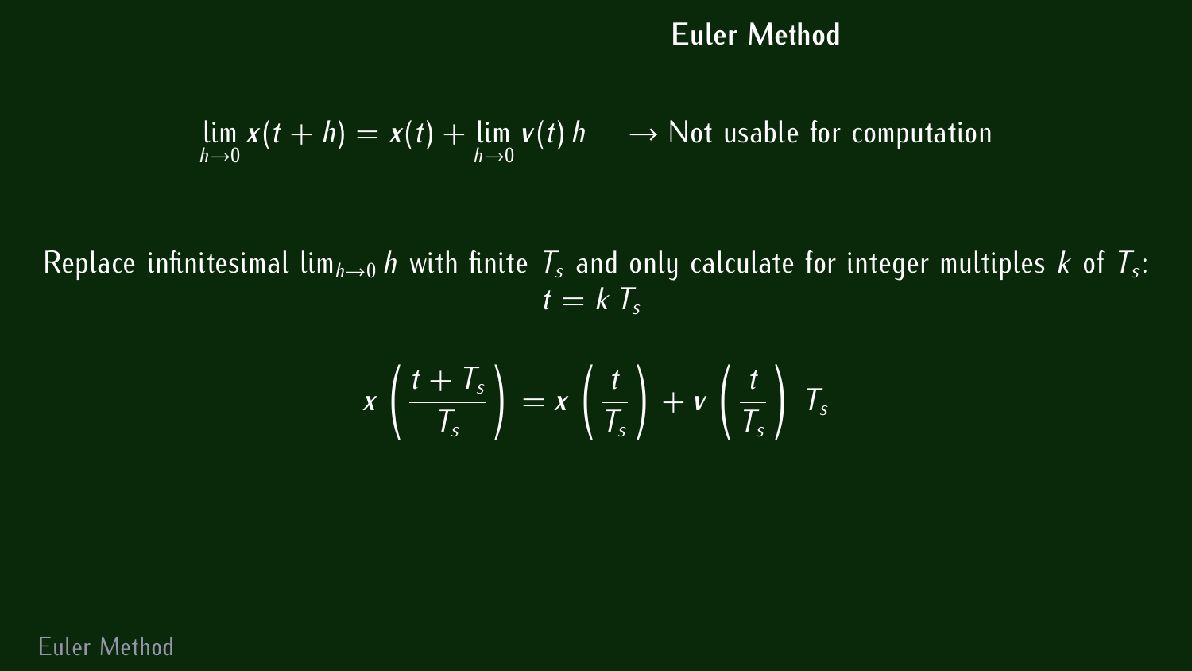# Euler Method

$$\lim_{h \to 0} \boldsymbol{x}(t+h) = \boldsymbol{x}(t) + \lim_{h \to 0} \boldsymbol{v}(t)\, h \quad \rightarrow \text{Not usable for computation}$$

Replace infinitesimal $\lim_{h \to 0} h$ with finite $T_s$ and only calculate for integer multiples $k$ of $T_s$:
$t = k\, T_s$

$$\boldsymbol{x}\left(\frac{t+T_s}{T_s}\right) = \boldsymbol{x}\left(\frac{t}{T_s}\right) + \boldsymbol{v}\left(\frac{t}{T_s}\right)\, T_s$$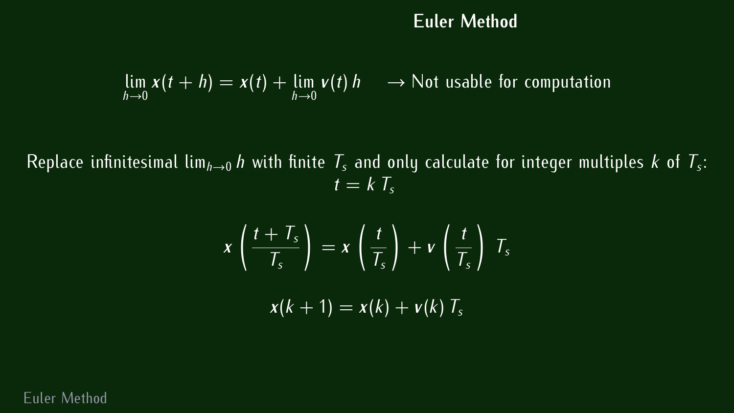# Euler Method

$$\lim_{h \to 0} \boldsymbol{x}(t+h) = \boldsymbol{x}(t) + \lim_{h \to 0} \boldsymbol{v}(t)\, h \quad \rightarrow \text{Not usable for computation}$$

Replace infinitesimal $\lim_{h \to 0} h$ with finite $T_s$ and only calculate for integer multiples $k$ of $T_s$:

$$t = k\, T_s$$

$$\boldsymbol{x}\left(\frac{t + T_s}{T_s}\right) = \boldsymbol{x}\left(\frac{t}{T_s}\right) + \boldsymbol{v}\left(\frac{t}{T_s}\right)\, T_s$$

$$\boldsymbol{x}(k+1) = \boldsymbol{x}(k) + \boldsymbol{v}(k)\, T_s$$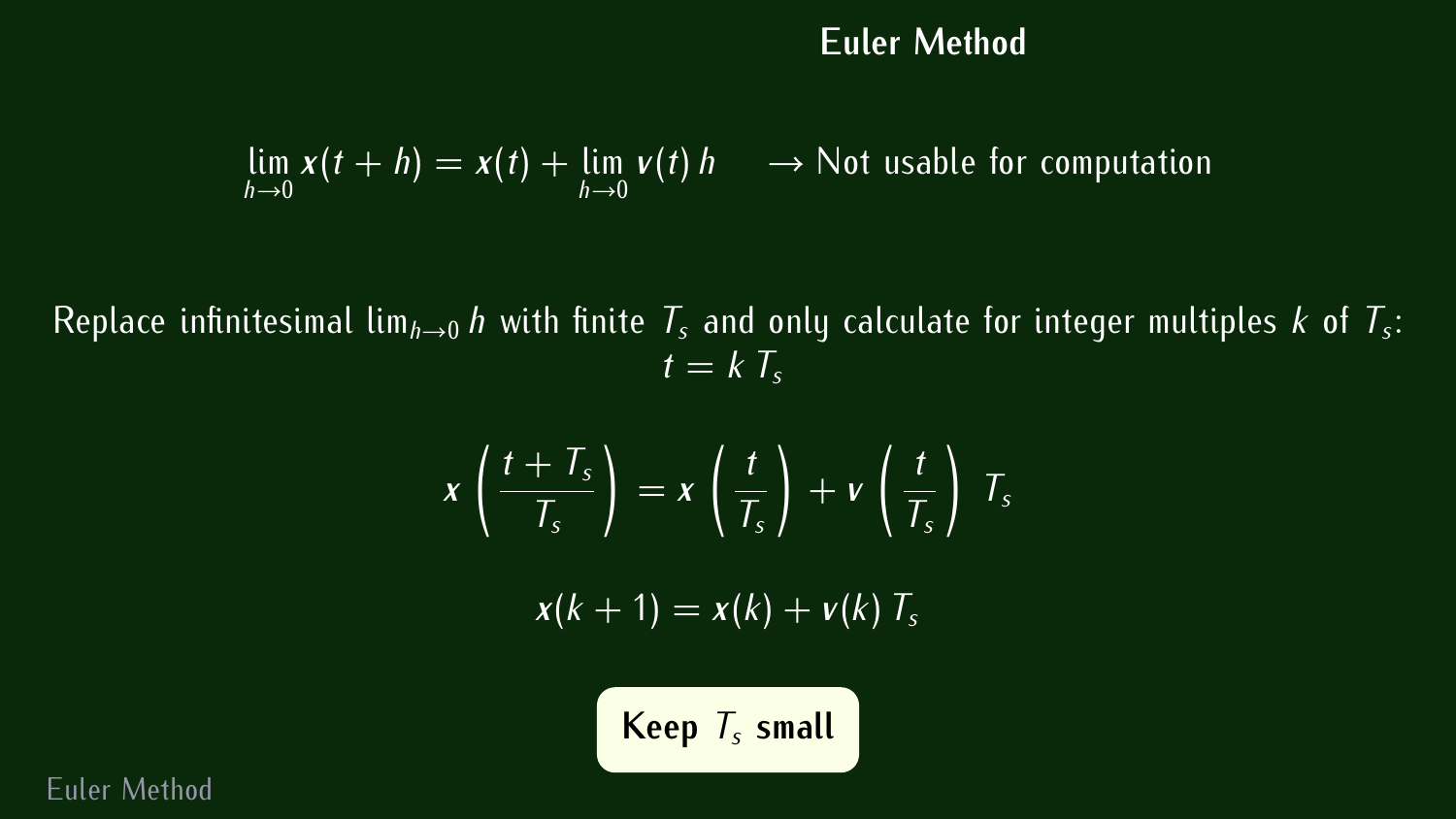# Euler Method

$$\lim_{h\to 0} \boldsymbol{x}(t+h) = \boldsymbol{x}(t) + \lim_{h\to 0} \boldsymbol{v}(t)\, h \quad \to \text{Not usable for computation}$$

Replace infinitesimal $\lim_{h\to 0} h$ with finite $T_s$ and only calculate for integer multiples $k$ of $T_s$:

$$t = k\, T_s$$

$$\boldsymbol{x}\left(\frac{t+T_s}{T_s}\right) = \boldsymbol{x}\left(\frac{t}{T_s}\right) + \boldsymbol{v}\left(\frac{t}{T_s}\right)\, T_s$$

$$\boldsymbol{x}(k+1) = \boldsymbol{x}(k) + \boldsymbol{v}(k)\, T_s$$

**Keep $T_s$ small**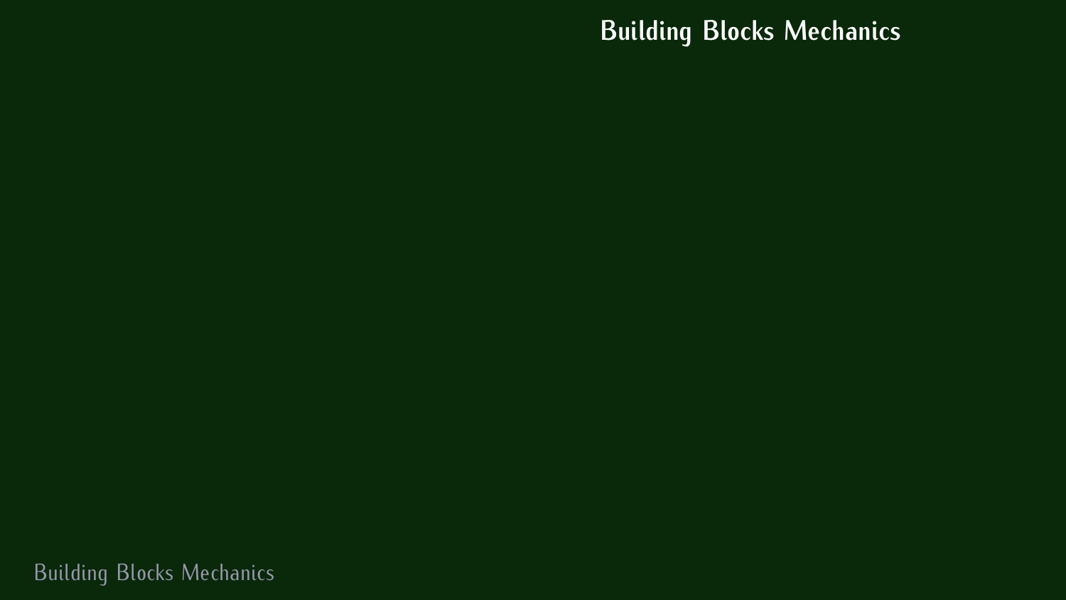## Building Blocks Mechanics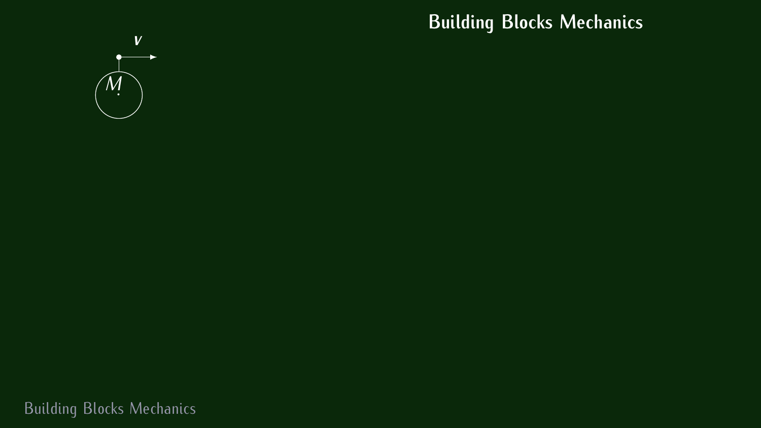# Building Blocks Mechanics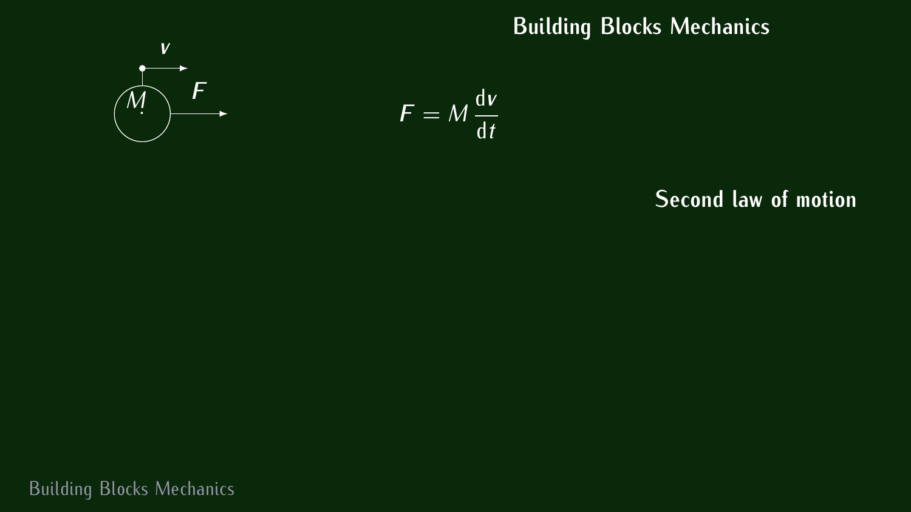# Building Blocks Mechanics

$$\boldsymbol{F} = M \frac{\mathrm{d}\boldsymbol{v}}{\mathrm{d}t}$$

Second law of motion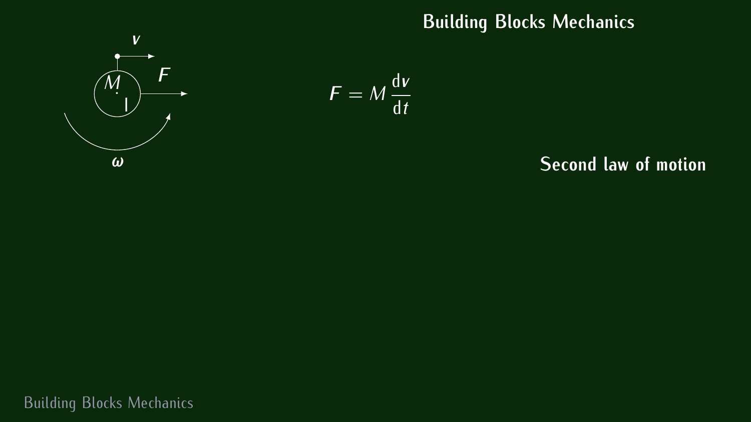# Building Blocks Mechanics

$$F = M \frac{\mathrm{d}v}{\mathrm{d}t}$$

Second law of motion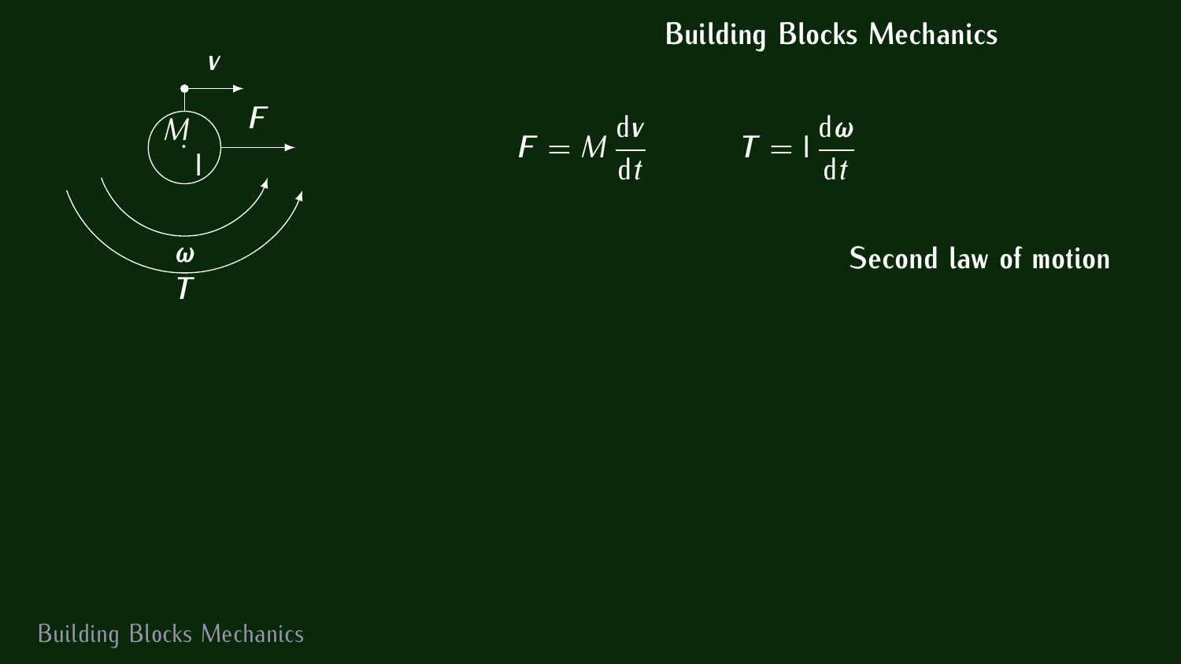# Building Blocks Mechanics

$$F = M \frac{\mathrm{d}v}{\mathrm{d}t} \qquad T = I \frac{\mathrm{d}\omega}{\mathrm{d}t}$$

Second law of motion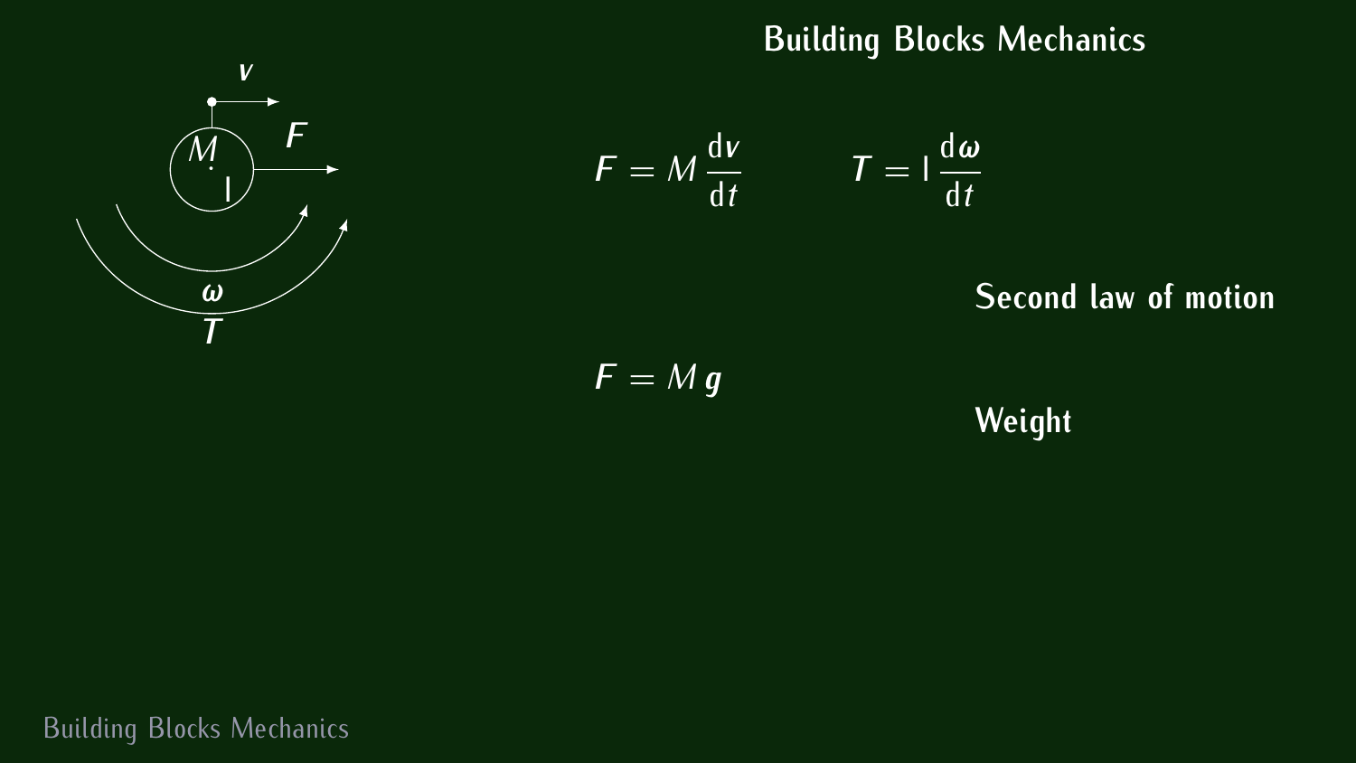# Building Blocks Mechanics

$$F = M\,\frac{\mathrm{d}\boldsymbol{v}}{\mathrm{d}t} \qquad T = \mathrm{I}\,\frac{\mathrm{d}\boldsymbol{\omega}}{\mathrm{d}t}$$

**Second law of motion**

$$F = M\,\boldsymbol{g}$$

**Weight**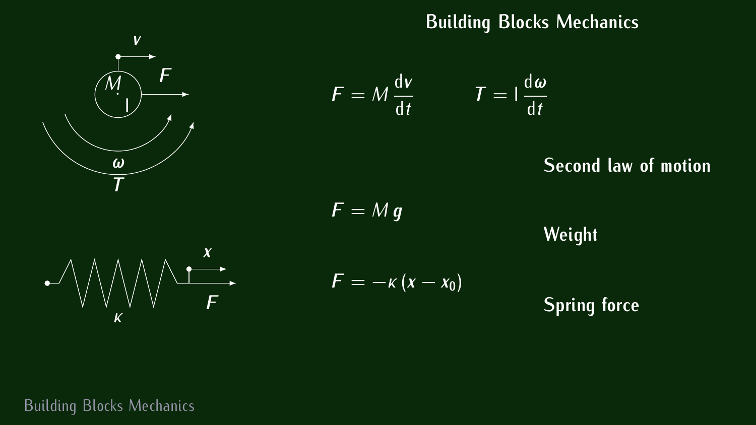# Building Blocks Mechanics

$$F = M\,\frac{\mathrm{d}v}{\mathrm{d}t} \qquad T = I\,\frac{\mathrm{d}\omega}{\mathrm{d}t}$$

Second law of motion

$$F = M\,g$$

Weight

$$F = -\kappa\,(x - x_0)$$

Spring force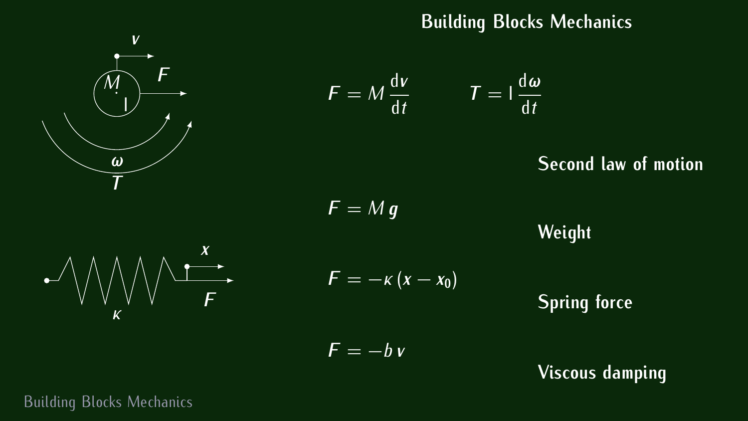# Building Blocks Mechanics

$$F = M \frac{\mathrm{d}v}{\mathrm{d}t} \qquad T = I \frac{\mathrm{d}\omega}{\mathrm{d}t}$$

Second law of motion

$$F = M g$$

Weight

$$F = -\kappa (x - x_0)$$

Spring force

$$F = -b v$$

Viscous damping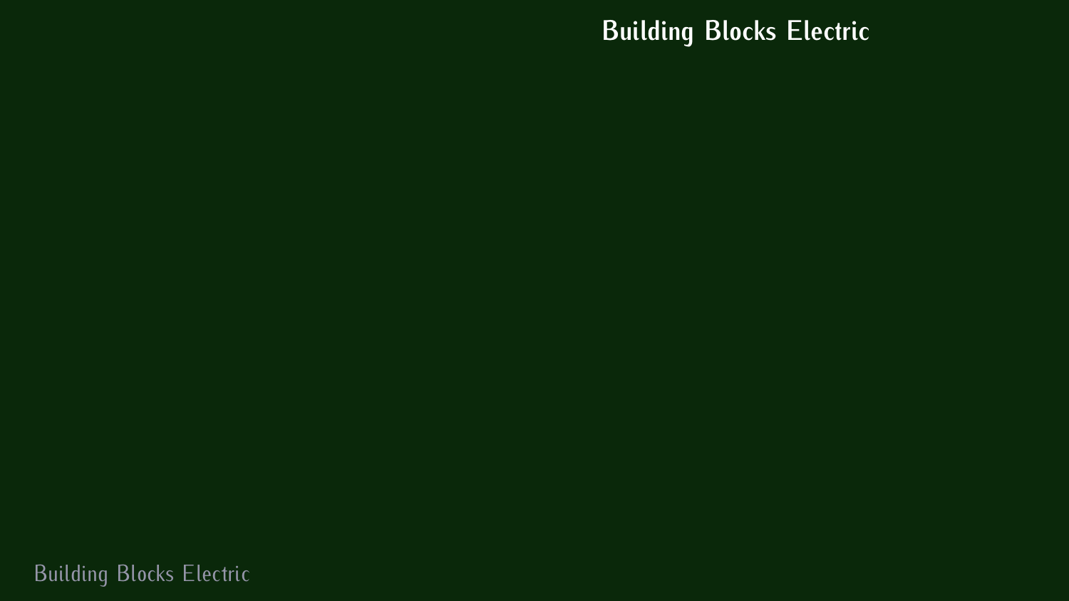# Building Blocks Electric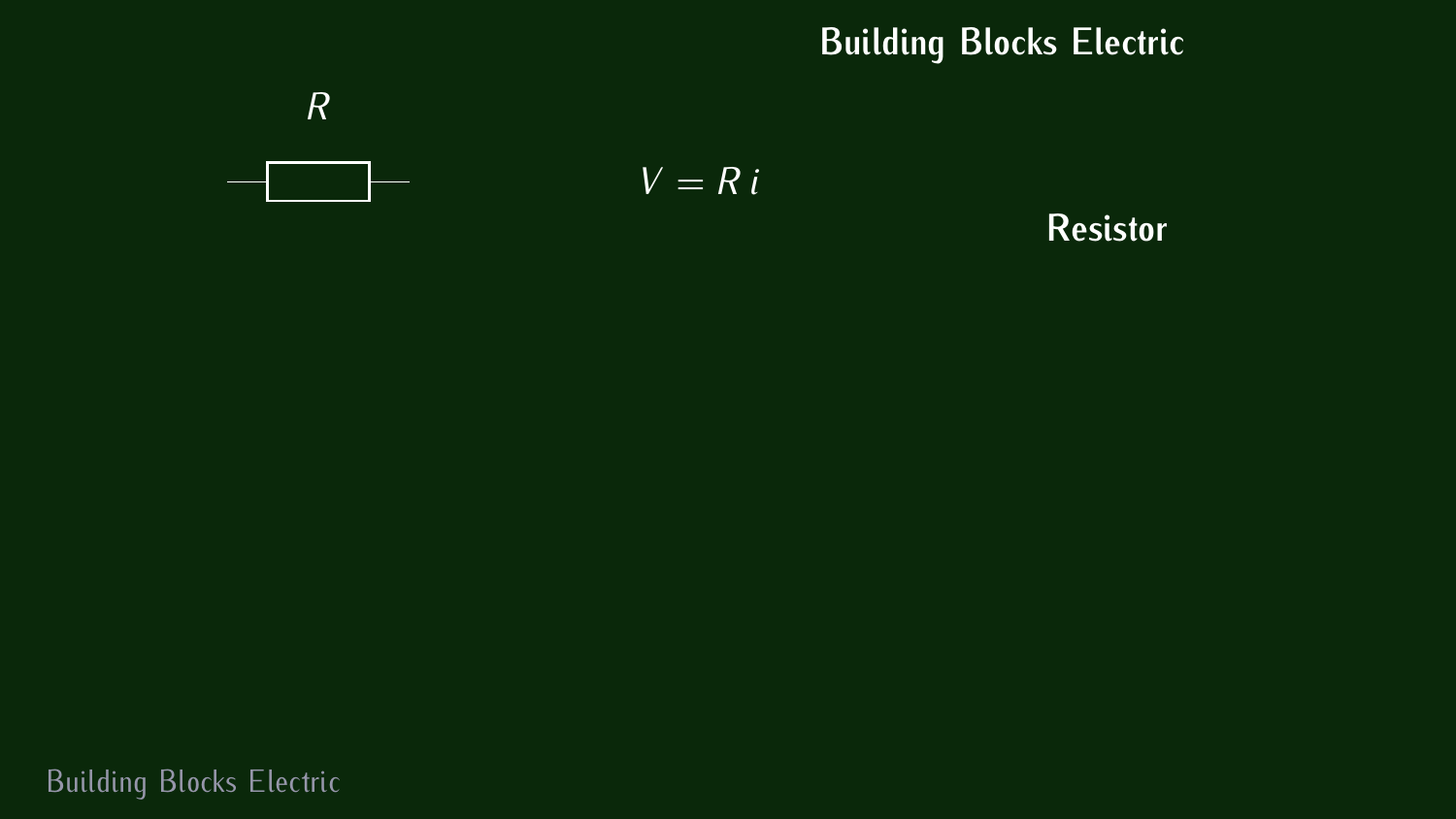## Building Blocks Electric

$R$

$$V = R\,i$$

**Resistor**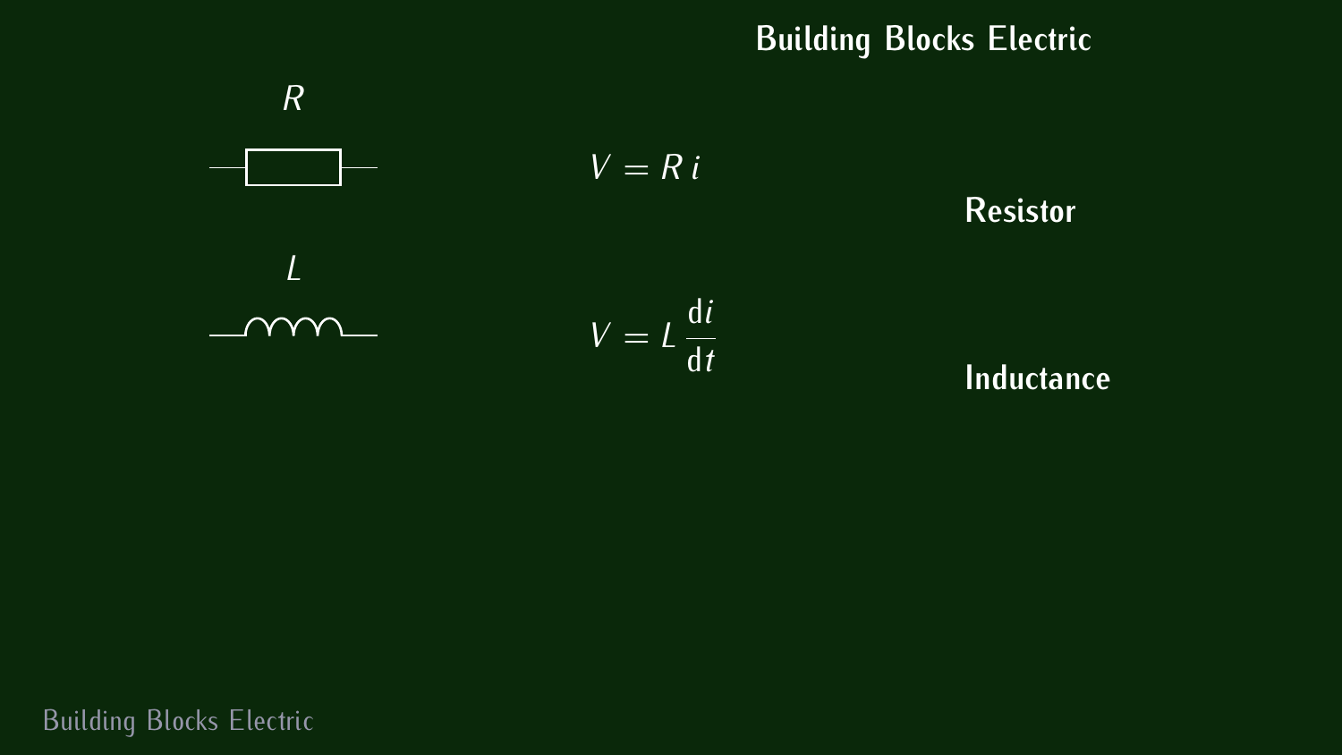# Building Blocks Electric

$R$

$$V = R\,i$$

**Resistor**

$L$

$$V = L\,\frac{\mathrm{d}i}{\mathrm{d}t}$$

**Inductance**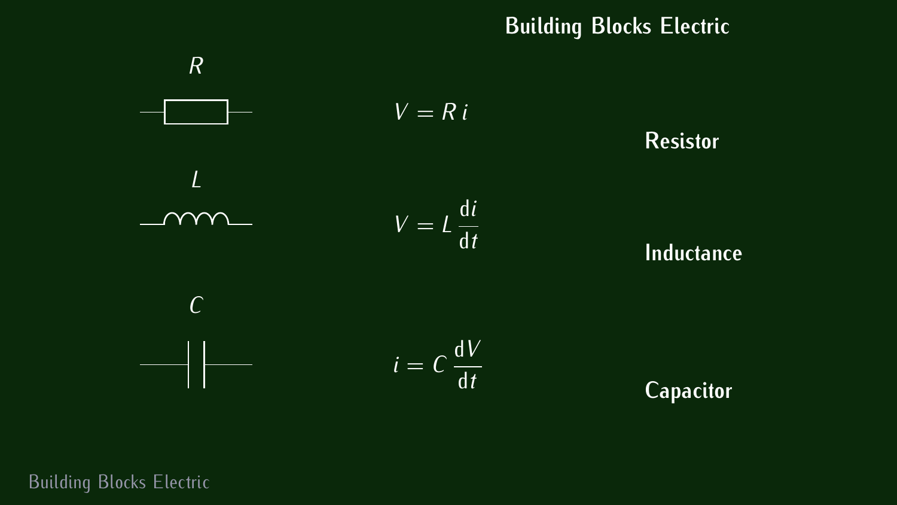# Building Blocks Electric

$R$

$$V = R\,i$$

Resistor

$L$

$$V = L\,\frac{\mathrm{d}i}{\mathrm{d}t}$$

Inductance

$C$

$$i = C\,\frac{\mathrm{d}V}{\mathrm{d}t}$$

Capacitor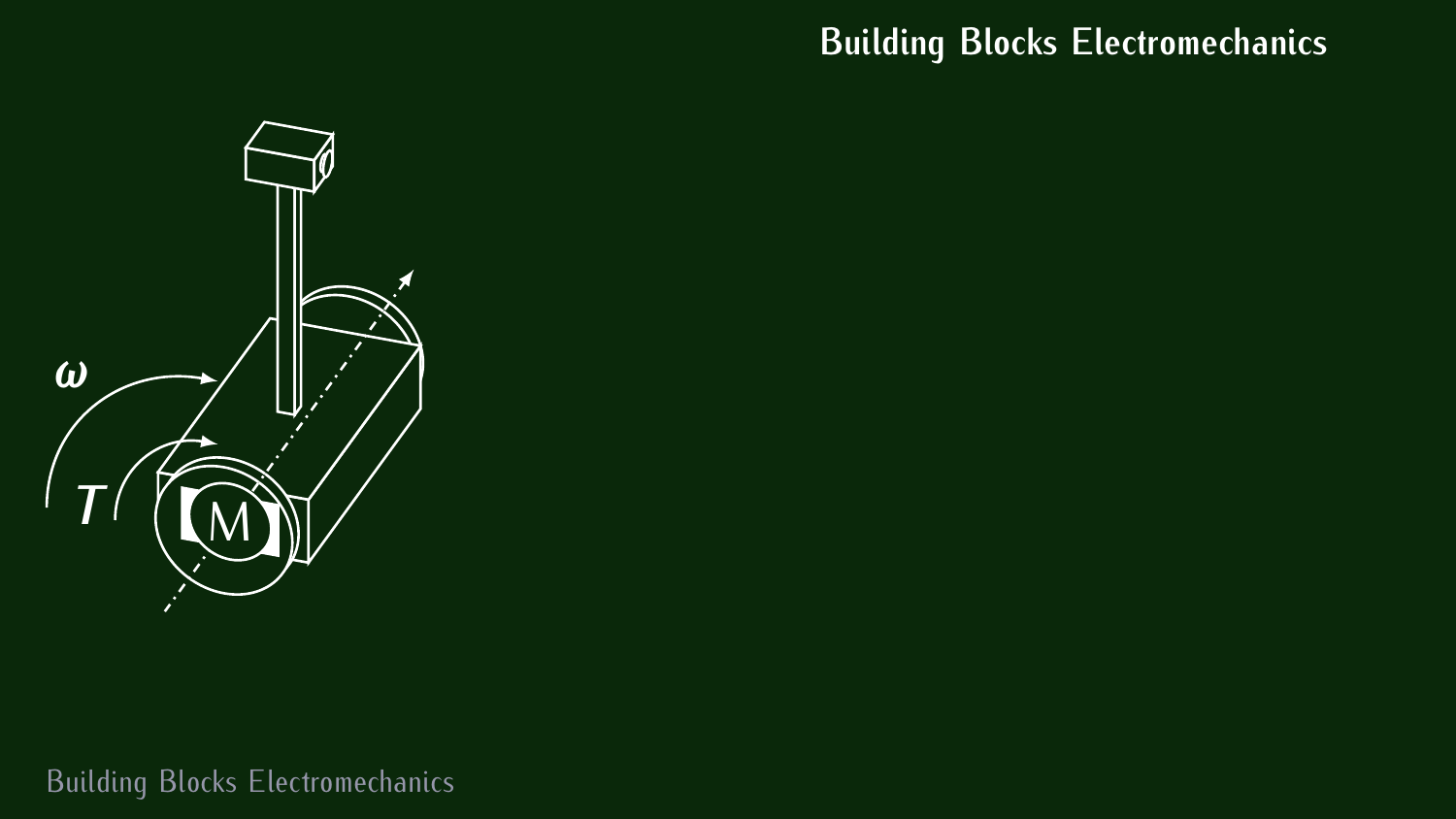# Building Blocks Electromechanics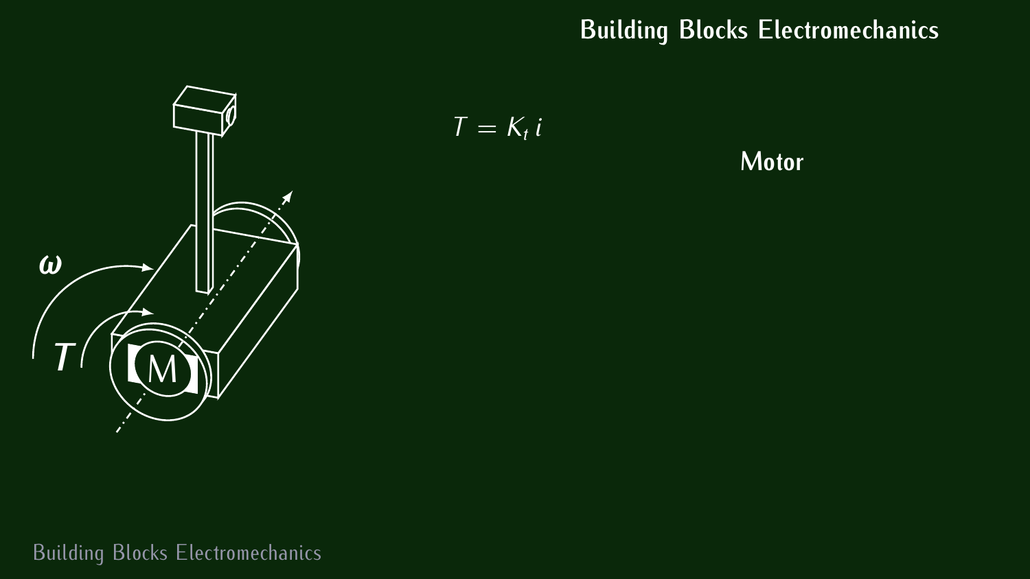# Building Blocks Electromechanics

$$T = K_t \, i$$

**Motor**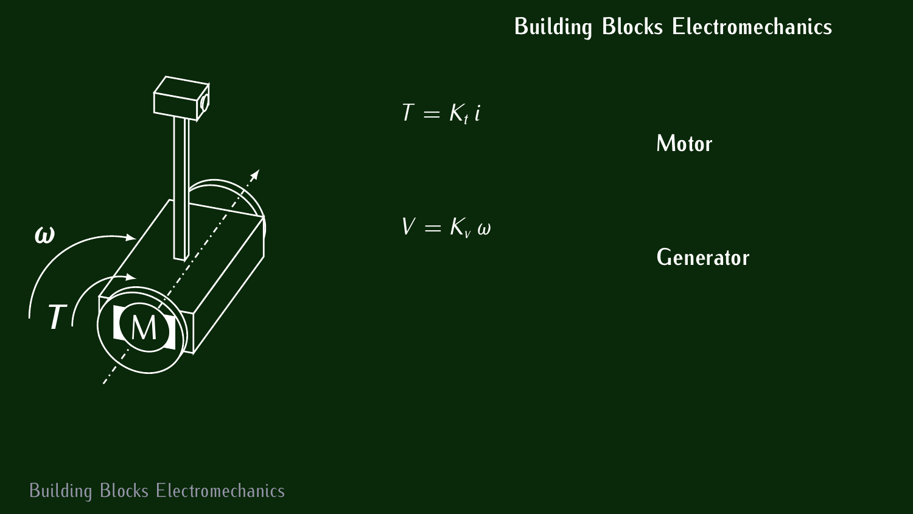# Building Blocks Electromechanics

$$T = K_t \, i$$

**Motor**

$$V = K_v \, \omega$$

**Generator**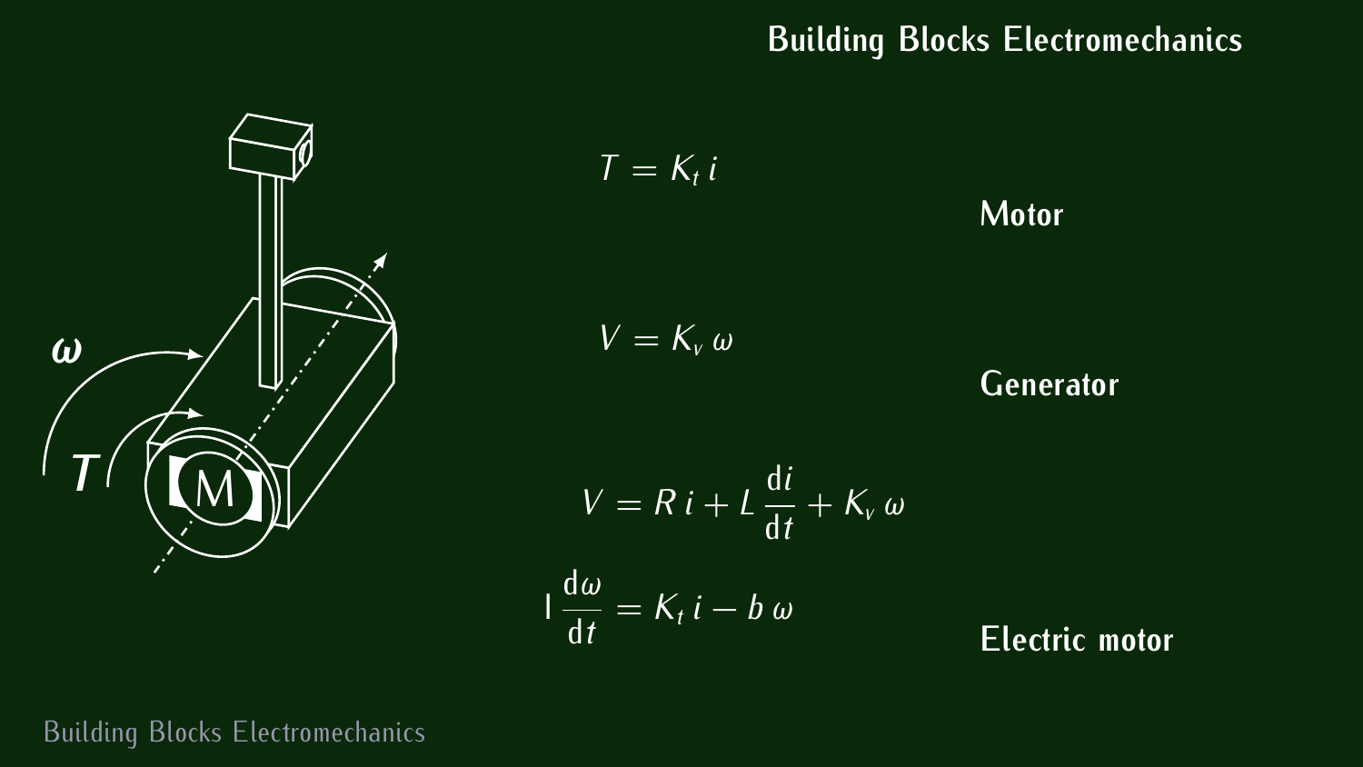# Building Blocks Electromechanics

$$T = K_t \, i$$

**Motor**

$$V = K_v \, \omega$$

**Generator**

$$V = R \, i + L \frac{\mathrm{d}i}{\mathrm{d}t} + K_v \, \omega$$

$$I \frac{\mathrm{d}\omega}{\mathrm{d}t} = K_t \, i - b \, \omega$$

**Electric motor**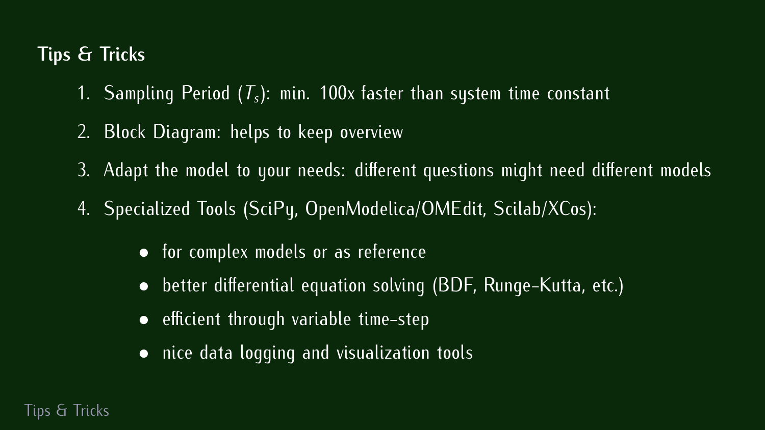## Tips & Tricks

1. Sampling Period ($T_s$): min. 100x faster than system time constant
2. Block Diagram: helps to keep overview
3. Adapt the model to your needs: different questions might need different models
4. Specialized Tools (SciPy, OpenModelica/OMEdit, Scilab/XCos):
   - for complex models or as reference
   - better differential equation solving (BDF, Runge-Kutta, etc.)
   - efficient through variable time-step
   - nice data logging and visualization tools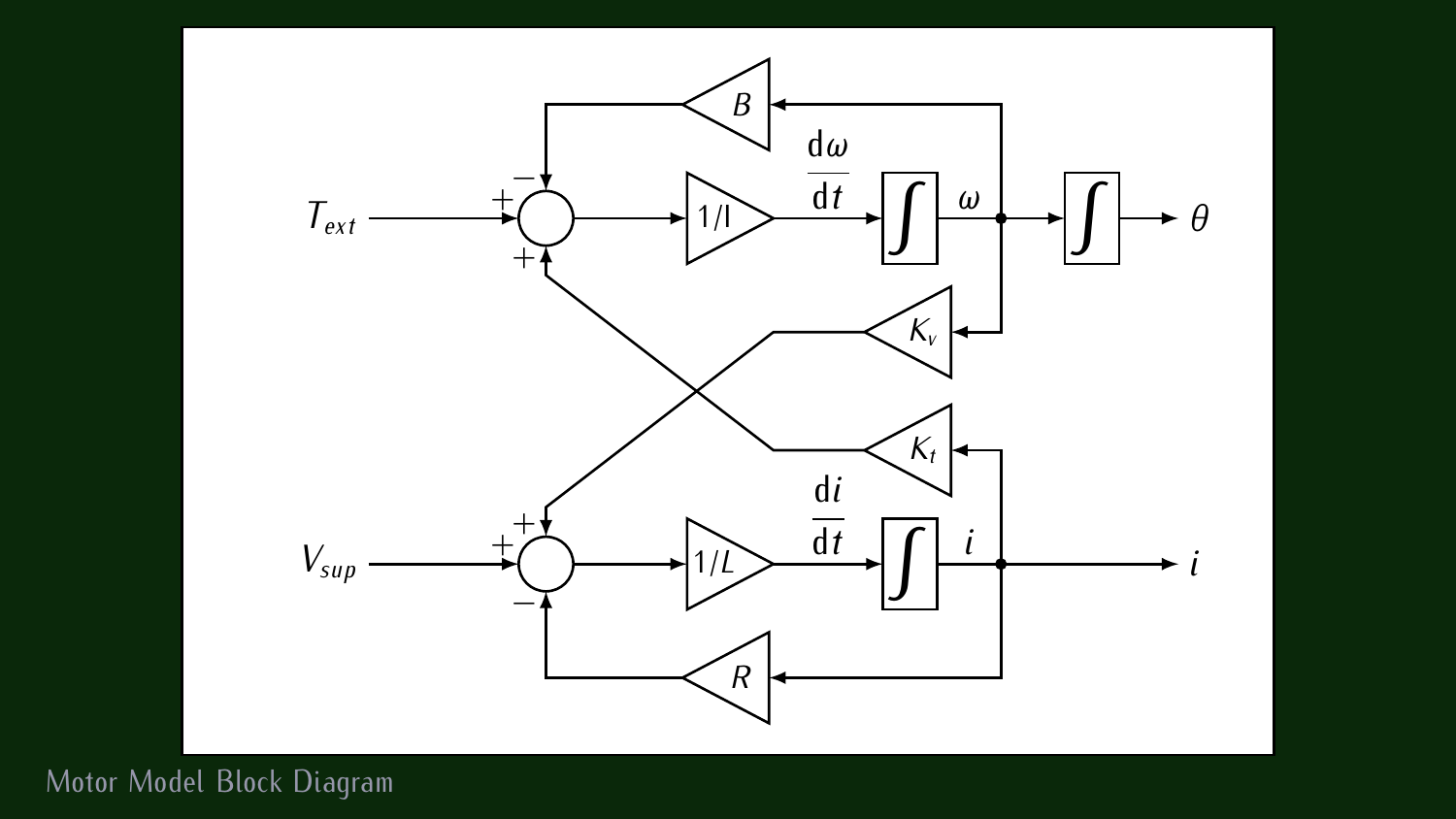Motor Model Block Diagram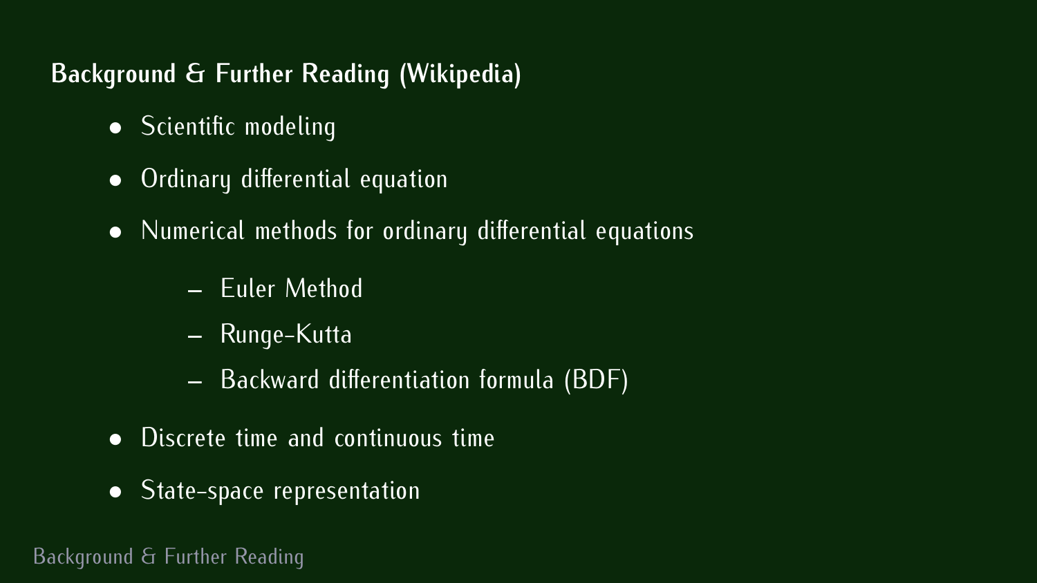## Background & Further Reading (Wikipedia)

- Scientific modeling
- Ordinary differential equation
- Numerical methods for ordinary differential equations
  - Euler Method
  - Runge-Kutta
  - Backward differentiation formula (BDF)
- Discrete time and continuous time
- State-space representation